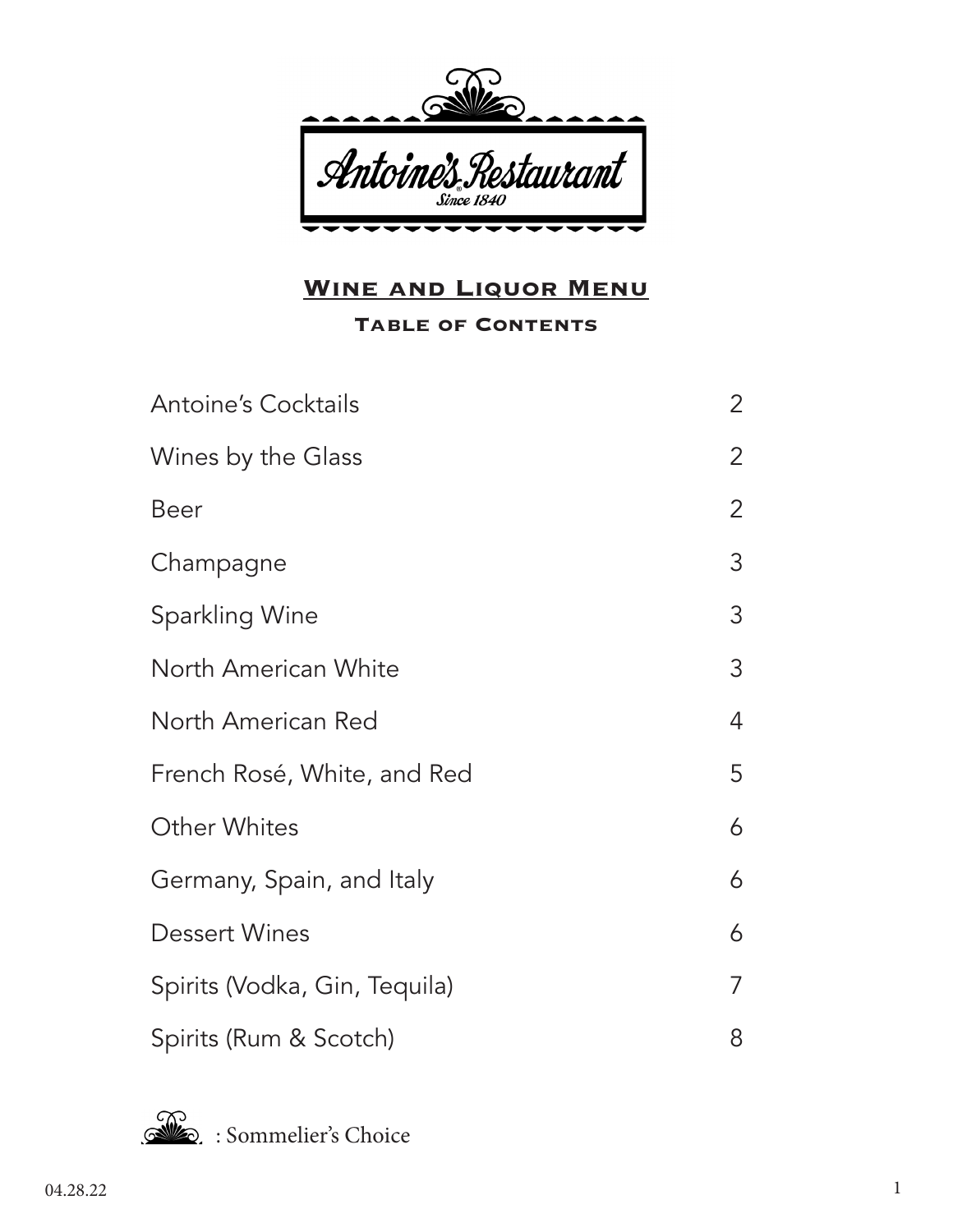Antoine's Restaurant

Since 1840

# Wine and Liquor Menu

## Table of Contents

| | |
|---|---|
| Antoine's Cocktails | 2 |
| Wines by the Glass | 2 |
| Beer | 2 |
| Champagne | 3 |
| Sparkling Wine | 3 |
| North American White | 3 |
| North American Red | 4 |
| French Rosé, White, and Red | 5 |
| Other Whites | 6 |
| Germany, Spain, and Italy | 6 |
| Dessert Wines | 6 |
| Spirits (Vodka, Gin, Tequila) | 7 |
| Spirits (Rum & Scotch) | 8 |

: Sommelier's Choice

04.28.22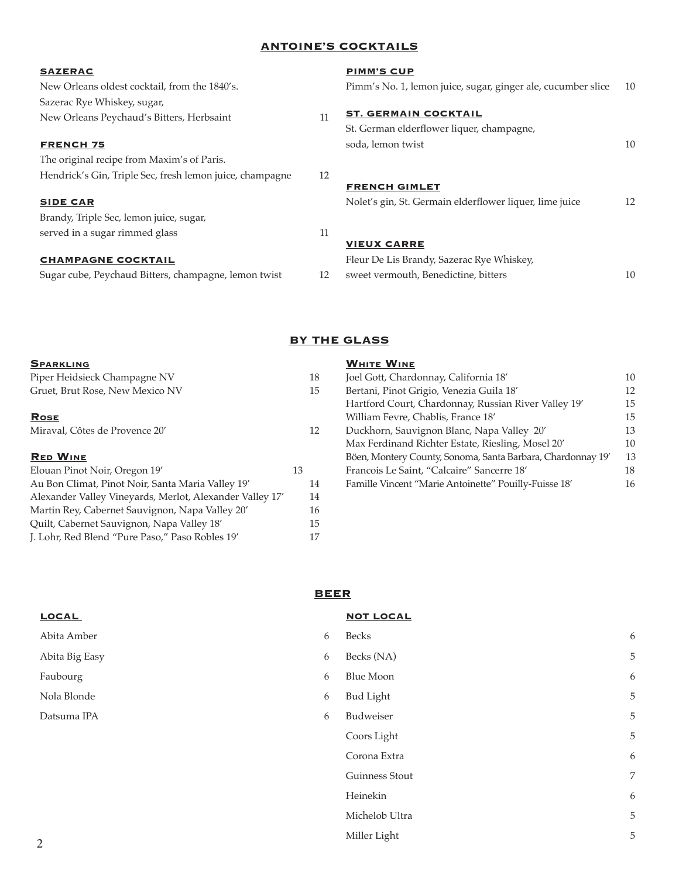# ANTOINE'S COCKTAILS

### SAZERAC
New Orleans oldest cocktail, from the 1840's.
Sazerac Rye Whiskey, sugar,
New Orleans Peychaud's Bitters, Herbsaint 11

### FRENCH 75
The original recipe from Maxim's of Paris.
Hendrick's Gin, Triple Sec, fresh lemon juice, champagne 12

### SIDE CAR
Brandy, Triple Sec, lemon juice, sugar,
served in a sugar rimmed glass 11

### CHAMPAGNE COCKTAIL
Sugar cube, Peychaud Bitters, champagne, lemon twist 12

### PIMM'S CUP
Pimm's No. 1, lemon juice, sugar, ginger ale, cucumber slice 10

### ST. GERMAIN COCKTAIL
St. German elderflower liqueur, champagne,
soda, lemon twist 10

### FRENCH GIMLET
Nolet's gin, St. Germain elderflower liquer, lime juice 12

### VIEUX CARRE
Fleur De Lis Brandy, Sazerac Rye Whiskey,
sweet vermouth, Benedictine, bitters 10

# BY THE GLASS

### Sparkling

| Wine | Price |
|---|---|
| Piper Heidsieck Champagne NV | 18 |
| Gruet, Brut Rose, New Mexico NV | 15 |

### Rose

| Wine | Price |
|---|---|
| Miraval, Côtes de Provence 20' | 12 |

### Red Wine

| Wine | Price |
|---|---|
| Elouan Pinot Noir, Oregon 19' | 13 |
| Au Bon Climat, Pinot Noir, Santa Maria Valley 19' | 14 |
| Alexander Valley Vineyards, Merlot, Alexander Valley 17' | 14 |
| Martin Rey, Cabernet Sauvignon, Napa Valley 20' | 16 |
| Quilt, Cabernet Sauvignon, Napa Valley 18' | 15 |
| J. Lohr, Red Blend "Pure Paso," Paso Robles 19' | 17 |

### White Wine

| Wine | Price |
|---|---|
| Joel Gott, Chardonnay, California 18' | 10 |
| Bertani, Pinot Grigio, Venezia Guila 18' | 12 |
| Hartford Court, Chardonnay, Russian River Valley 19' | 15 |
| William Fevre, Chablis, France 18' | 15 |
| Duckhorn, Sauvignon Blanc, Napa Valley 20' | 13 |
| Max Ferdinand Richter Estate, Riesling, Mosel 20' | 10 |
| Böen, Montery County, Sonoma, Santa Barbara, Chardonnay 19' | 13 |
| Francois Le Saint, "Calcaire" Sancerre 18' | 18 |
| Famille Vincent "Marie Antoinette" Pouilly-Fuisse 18' | 16 |

# BEER

### LOCAL

| Beer | Price |
|---|---|
| Abita Amber | 6 |
| Abita Big Easy | 6 |
| Faubourg | 6 |
| Nola Blonde | 6 |
| Datsuma IPA | 6 |

### NOT LOCAL

| Beer | Price |
|---|---|
| Becks | 6 |
| Becks (NA) | 5 |
| Blue Moon | 6 |
| Bud Light | 5 |
| Budweiser | 5 |
| Coors Light | 5 |
| Corona Extra | 6 |
| Guinness Stout | 7 |
| Heinekin | 6 |
| Michelob Ultra | 5 |
| Miller Light | 5 |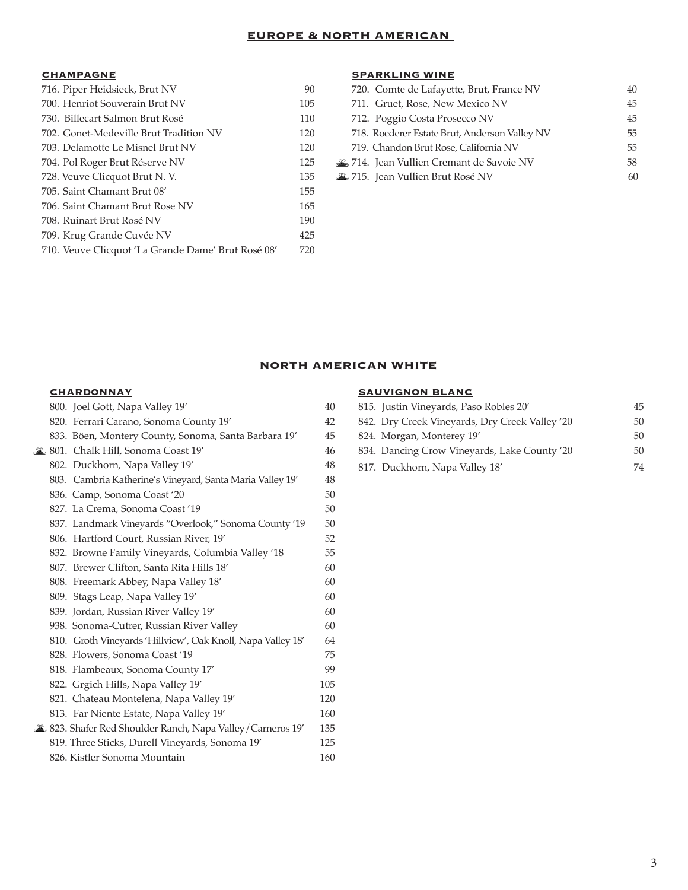## EUROPE & NORTH AMERICAN

### CHAMPAGNE

| Wine | Price |
|---|---|
| 716. Piper Heidsieck, Brut NV | 90 |
| 700. Henriot Souverain Brut NV | 105 |
| 730. Billecart Salmon Brut Rosé | 110 |
| 702. Gonet-Medeville Brut Tradition NV | 120 |
| 703. Delamotte Le Misnel Brut NV | 120 |
| 704. Pol Roger Brut Réserve NV | 125 |
| 728. Veuve Clicquot Brut N. V. | 135 |
| 705. Saint Chamant Brut 08' | 155 |
| 706. Saint Chamant Brut Rose NV | 165 |
| 708. Ruinart Brut Rosé NV | 190 |
| 709. Krug Grande Cuvée NV | 425 |
| 710. Veuve Clicquot 'La Grande Dame' Brut Rosé 08' | 720 |

### SPARKLING WINE

| Wine | Price |
|---|---|
| 720. Comte de Lafayette, Brut, France NV | 40 |
| 711. Gruet, Rose, New Mexico NV | 45 |
| 712. Poggio Costa Prosecco NV | 45 |
| 718. Roederer Estate Brut, Anderson Valley NV | 55 |
| 719. Chandon Brut Rose, California NV | 55 |
| 714. Jean Vullien Cremant de Savoie NV | 58 |
| 715. Jean Vullien Brut Rosé NV | 60 |

## NORTH AMERICAN WHITE

### CHARDONNAY

| Wine | Price |
|---|---|
| 800. Joel Gott, Napa Valley 19' | 40 |
| 820. Ferrari Carano, Sonoma County 19' | 42 |
| 833. Böen, Montery County, Sonoma, Santa Barbara 19' | 45 |
| 801. Chalk Hill, Sonoma Coast 19' | 46 |
| 802. Duckhorn, Napa Valley 19' | 48 |
| 803. Cambria Katherine's Vineyard, Santa Maria Valley 19' | 48 |
| 836. Camp, Sonoma Coast '20 | 50 |
| 827. La Crema, Sonoma Coast '19 | 50 |
| 837. Landmark Vineyards "Overlook," Sonoma County '19 | 50 |
| 806. Hartford Court, Russian River, 19' | 52 |
| 832. Browne Family Vineyards, Columbia Valley '18 | 55 |
| 807. Brewer Clifton, Santa Rita Hills 18' | 60 |
| 808. Freemark Abbey, Napa Valley 18' | 60 |
| 809. Stags Leap, Napa Valley 19' | 60 |
| 839. Jordan, Russian River Valley 19' | 60 |
| 938. Sonoma-Cutrer, Russian River Valley | 60 |
| 810. Groth Vineyards 'Hillview', Oak Knoll, Napa Valley 18' | 64 |
| 828. Flowers, Sonoma Coast '19 | 75 |
| 818. Flambeaux, Sonoma County 17' | 99 |
| 822. Grgich Hills, Napa Valley 19' | 105 |
| 821. Chateau Montelena, Napa Valley 19' | 120 |
| 813. Far Niente Estate, Napa Valley 19' | 160 |
| 823. Shafer Red Shoulder Ranch, Napa Valley/Carneros 19' | 135 |
| 819. Three Sticks, Durell Vineyards, Sonoma 19' | 125 |
| 826. Kistler Sonoma Mountain | 160 |

### SAUVIGNON BLANC

| Wine | Price |
|---|---|
| 815. Justin Vineyards, Paso Robles 20' | 45 |
| 842. Dry Creek Vineyards, Dry Creek Valley '20 | 50 |
| 824. Morgan, Monterey 19' | 50 |
| 834. Dancing Crow Vineyards, Lake County '20 | 50 |
| 817. Duckhorn, Napa Valley 18' | 74 |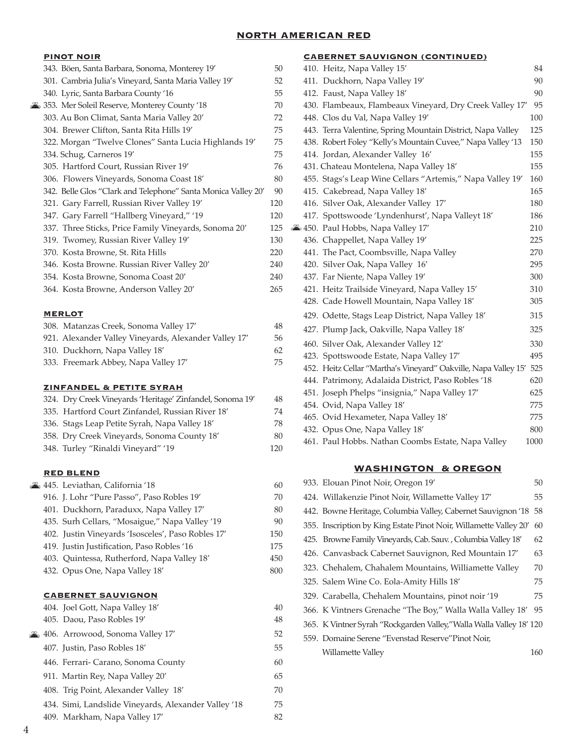## NORTH AMERICAN RED

### PINOT NOIR

| | |
|---|---|
| 343. Böen, Santa Barbara, Sonoma, Monterey 19' | 50 |
| 301. Cambria Julia's Vineyard, Santa Maria Valley 19' | 52 |
| 340. Lyric, Santa Barbara County '16 | 55 |
| 353. Mer Soleil Reserve, Monterey County '18 | 70 |
| 303. Au Bon Climat, Santa Maria Valley 20' | 72 |
| 304. Brewer Clifton, Santa Rita Hills 19' | 75 |
| 322. Morgan "Twelve Clones" Santa Lucia Highlands 19' | 75 |
| 334. Schug, Carneros 19' | 75 |
| 305. Hartford Court, Russian River 19' | 76 |
| 306. Flowers Vineyards, Sonoma Coast 18' | 80 |
| 342. Belle Glos "Clark and Telephone" Santa Monica Valley 20' | 90 |
| 321. Gary Farrell, Russian River Valley 19' | 120 |
| 347. Gary Farrell "Hallberg Vineyard," '19 | 120 |
| 337. Three Sticks, Price Family Vineyards, Sonoma 20' | 125 |
| 319. Twomey, Russian River Valley 19' | 130 |
| 370. Kosta Browne, St. Rita Hills | 220 |
| 346. Kosta Browne. Russian River Valley 20' | 240 |
| 354. Kosta Browne, Sonoma Coast 20' | 240 |
| 364. Kosta Browne, Anderson Valley 20' | 265 |

### MERLOT

| | |
|---|---|
| 308. Matanzas Creek, Sonoma Valley 17' | 48 |
| 921. Alexander Valley Vineyards, Alexander Valley 17' | 56 |
| 310. Duckhorn, Napa Valley 18' | 62 |
| 333. Freemark Abbey, Napa Valley 17' | 75 |

### ZINFANDEL & PETITE SYRAH

| | |
|---|---|
| 324. Dry Creek Vineyards 'Heritage' Zinfandel, Sonoma 19' | 48 |
| 335. Hartford Court Zinfandel, Russian River 18' | 74 |
| 336. Stags Leap Petite Syrah, Napa Valley 18' | 78 |
| 358. Dry Creek Vineyards, Sonoma County 18' | 80 |
| 348. Turley "Rinaldi Vineyard" '19 | 120 |

### RED BLEND

| | |
|---|---|
| 445. Leviathan, California '18 | 60 |
| 916. J. Lohr "Pure Passo", Paso Robles 19' | 70 |
| 401. Duckhorn, Paraduxx, Napa Valley 17' | 80 |
| 435. Surh Cellars, "Mosaigue," Napa Valley '19 | 90 |
| 402. Justin Vineyards 'Isosceles', Paso Robles 17' | 150 |
| 419. Justin Justification, Paso Robles '16 | 175 |
| 403. Quintessa, Rutherford, Napa Valley 18' | 450 |
| 432. Opus One, Napa Valley 18' | 800 |

### CABERNET SAUVIGNON

| | |
|---|---|
| 404. Joel Gott, Napa Valley 18' | 40 |
| 405. Daou, Paso Robles 19' | 48 |
| 406. Arrowood, Sonoma Valley 17' | 52 |
| 407. Justin, Paso Robles 18' | 55 |
| 446. Ferrari- Carano, Sonoma County | 60 |
| 911. Martin Rey, Napa Valley 20' | 65 |
| 408. Trig Point, Alexander Valley 18' | 70 |
| 434. Simi, Landslide Vineyards, Alexander Valley '18 | 75 |
| 409. Markham, Napa Valley 17' | 82 |

### CABERNET SAUVIGNON (CONTINUED)

| | |
|---|---|
| 410. Heitz, Napa Valley 15' | 84 |
| 411. Duckhorn, Napa Valley 19' | 90 |
| 412. Faust, Napa Valley 18' | 90 |
| 430. Flambeaux, Flambeaux Vineyard, Dry Creek Valley 17' | 95 |
| 448. Clos du Val, Napa Valley 19' | 100 |
| 443. Terra Valentine, Spring Mountain District, Napa Valley | 125 |
| 438. Robert Foley "Kelly's Mountain Cuvee," Napa Valley '13 | 150 |
| 414. Jordan, Alexander Valley 16' | 155 |
| 431. Chateau Montelena, Napa Valley 18' | 155 |
| 455. Stags's Leap Wine Cellars "Artemis," Napa Valley 19' | 160 |
| 415. Cakebread, Napa Valley 18' | 165 |
| 416. Silver Oak, Alexander Valley 17' | 180 |
| 417. Spottswoode 'Lyndenhurst', Napa Valleyt 18' | 186 |
| 450. Paul Hobbs, Napa Valley 17' | 210 |
| 436. Chappellet, Napa Valley 19' | 225 |
| 441. The Pact, Coombsville, Napa Valley | 270 |
| 420. Silver Oak, Napa Valley 16' | 295 |
| 437. Far Niente, Napa Valley 19' | 300 |
| 421. Heitz Trailside Vineyard, Napa Valley 15' | 310 |
| 428. Cade Howell Mountain, Napa Valley 18' | 305 |
| 429. Odette, Stags Leap District, Napa Valley 18' | 315 |
| 427. Plump Jack, Oakville, Napa Valley 18' | 325 |
| 460. Silver Oak, Alexander Valley 12' | 330 |
| 423. Spottswoode Estate, Napa Valley 17' | 495 |
| 452. Heitz Cellar "Martha's Vineyard" Oakville, Napa Valley 15' | 525 |
| 444. Patrimony, Adalaida District, Paso Robles '18 | 620 |
| 451. Joseph Phelps "insignia," Napa Valley 17' | 625 |
| 454. Ovid, Napa Valley 18' | 775 |
| 465. Ovid Hexameter, Napa Valley 18' | 775 |
| 432. Opus One, Napa Valley 18' | 800 |
| 461. Paul Hobbs. Nathan Coombs Estate, Napa Valley | 1000 |

## WASHINGTON & OREGON

| | |
|---|---|
| 933. Elouan Pinot Noir, Oregon 19' | 50 |
| 424. Willakenzie Pinot Noir, Willamette Valley 17' | 55 |
| 442. Bowne Heritage, Columbia Valley, Cabernet Sauvignon '18 | 58 |
| 355. Inscription by King Estate Pinot Noir, Willamette Valley 20' | 60 |
| 425. Browne Family Vineyards, Cab. Sauv. , Columbia Valley 18' | 62 |
| 426. Canvasback Cabernet Sauvignon, Red Mountain 17' | 63 |
| 323. Chehalem, Chahalem Mountains, Williamette Valley | 70 |
| 325. Salem Wine Co. Eola-Amity Hills 18' | 75 |
| 329. Carabella, Chehalem Mountains, pinot noir '19 | 75 |
| 366. K Vintners Grenache "The Boy," Walla Walla Valley 18' | 95 |
| 365. K Vintner Syrah "Rockgarden Valley,"Walla Walla Valley 18' | 120 |
| 559. Domaine Serene "Evenstad Reserve"Pinot Noir, Willamette Valley | 160 |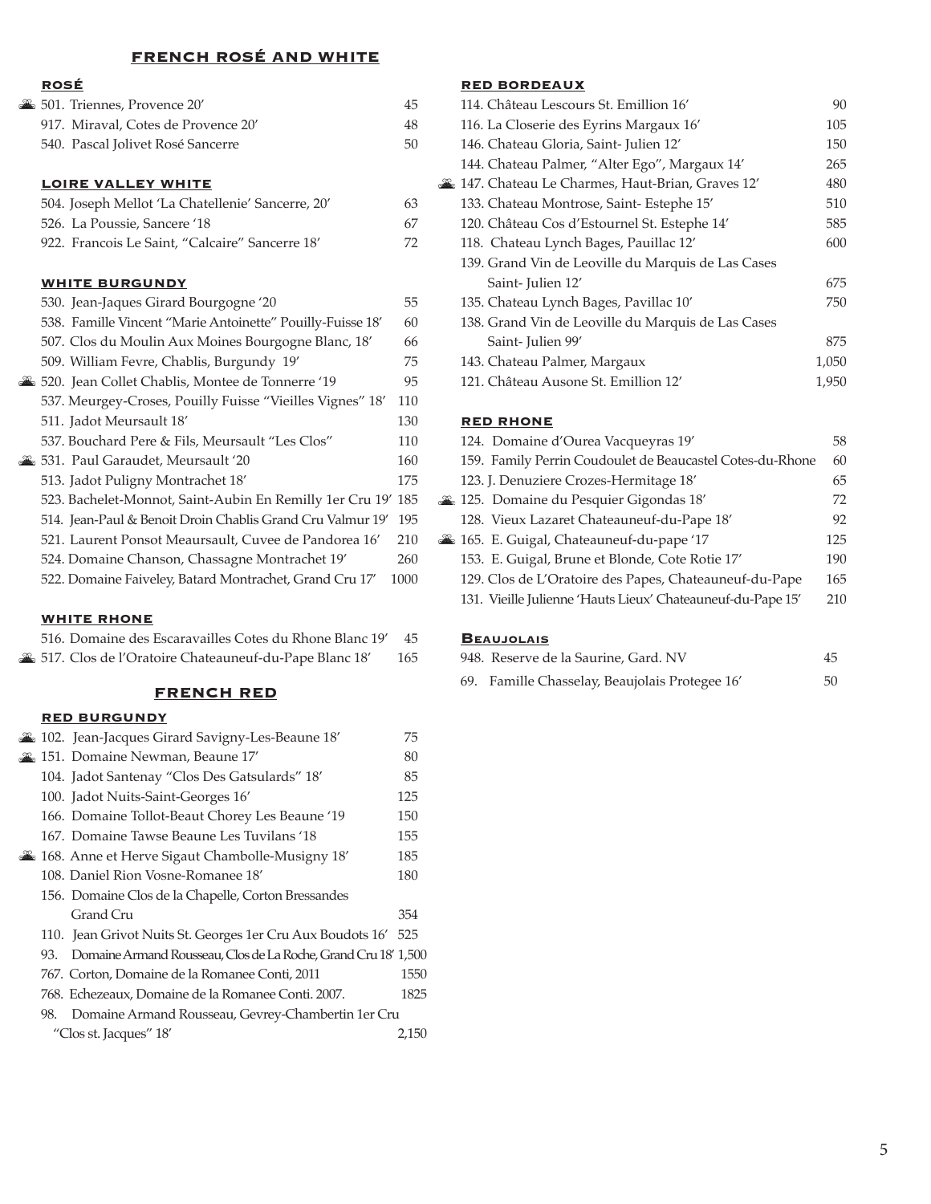## FRENCH ROSÉ AND WHITE

### ROSÉ

| | |
|---|---|
| 501. Triennes, Provence 20' | 45 |
| 917. Miraval, Cotes de Provence 20' | 48 |
| 540. Pascal Jolivet Rosé Sancerre | 50 |

### LOIRE VALLEY WHITE

| | |
|---|---|
| 504. Joseph Mellot 'La Chatellenie' Sancerre, 20' | 63 |
| 526. La Poussie, Sancere '18 | 67 |
| 922. Francois Le Saint, "Calcaire" Sancerre 18' | 72 |

### WHITE BURGUNDY

| | |
|---|---|
| 530. Jean-Jaques Girard Bourgogne '20 | 55 |
| 538. Famille Vincent "Marie Antoinette" Pouilly-Fuisse 18' | 60 |
| 507. Clos du Moulin Aux Moines Bourgogne Blanc, 18' | 66 |
| 509. William Fevre, Chablis, Burgundy 19' | 75 |
| 520. Jean Collet Chablis, Montee de Tonnerre '19 | 95 |
| 537. Meurgey-Croses, Pouilly Fuisse "Vieilles Vignes" 18' | 110 |
| 511. Jadot Meursault 18' | 130 |
| 537. Bouchard Pere & Fils, Meursault "Les Clos" | 110 |
| 531. Paul Garaudet, Meursault '20 | 160 |
| 513. Jadot Puligny Montrachet 18' | 175 |
| 523. Bachelet-Monnot, Saint-Aubin En Remilly 1er Cru 19' | 185 |
| 514. Jean-Paul & Benoit Droin Chablis Grand Cru Valmur 19' | 195 |
| 521. Laurent Ponsot Meaursault, Cuvee de Pandorea 16' | 210 |
| 524. Domaine Chanson, Chassagne Montrachet 19' | 260 |
| 522. Domaine Faiveley, Batard Montrachet, Grand Cru 17' | 1000 |

### WHITE RHONE

| | |
|---|---|
| 516. Domaine des Escaravailles Cotes du Rhone Blanc 19' | 45 |
| 517. Clos de l'Oratoire Chateauneuf-du-Pape Blanc 18' | 165 |

## FRENCH RED

### RED BURGUNDY

| | |
|---|---|
| 102. Jean-Jacques Girard Savigny-Les-Beaune 18' | 75 |
| 151. Domaine Newman, Beaune 17' | 80 |
| 104. Jadot Santenay "Clos Des Gatsulards" 18' | 85 |
| 100. Jadot Nuits-Saint-Georges 16' | 125 |
| 166. Domaine Tollot-Beaut Chorey Les Beaune '19 | 150 |
| 167. Domaine Tawse Beaune Les Tuvilans '18 | 155 |
| 168. Anne et Herve Sigaut Chambolle-Musigny 18' | 185 |
| 108. Daniel Rion Vosne-Romanee 18' | 180 |
| 156. Domaine Clos de la Chapelle, Corton Bressandes Grand Cru | 354 |
| 110. Jean Grivot Nuits St. Georges 1er Cru Aux Boudots 16' | 525 |
| 93. Domaine Armand Rousseau, Clos de La Roche, Grand Cru 18' | 1,500 |
| 767. Corton, Domaine de la Romanee Conti, 2011 | 1550 |
| 768. Echezeaux, Domaine de la Romanee Conti. 2007. | 1825 |
| 98. Domaine Armand Rousseau, Gevrey-Chambertin 1er Cru "Clos st. Jacques" 18' | 2,150 |

### RED BORDEAUX

| | |
|---|---|
| 114. Château Lescours St. Emillion 16' | 90 |
| 116. La Closerie des Eyrins Margaux 16' | 105 |
| 146. Chateau Gloria, Saint- Julien 12' | 150 |
| 144. Chateau Palmer, "Alter Ego", Margaux 14' | 265 |
| 147. Chateau Le Charmes, Haut-Brian, Graves 12' | 480 |
| 133. Chateau Montrose, Saint- Estephe 15' | 510 |
| 120. Château Cos d'Estournel St. Estephe 14' | 585 |
| 118. Chateau Lynch Bages, Pauillac 12' | 600 |
| 139. Grand Vin de Leoville du Marquis de Las Cases Saint- Julien 12' | 675 |
| 135. Chateau Lynch Bages, Pavillac 10' | 750 |
| 138. Grand Vin de Leoville du Marquis de Las Cases Saint- Julien 99' | 875 |
| 143. Chateau Palmer, Margaux | 1,050 |
| 121. Château Ausone St. Emillion 12' | 1,950 |

### RED RHONE

| | |
|---|---|
| 124. Domaine d'Ourea Vacqueyras 19' | 58 |
| 159. Family Perrin Coudoulet de Beaucastel Cotes-du-Rhone | 60 |
| 123. J. Denuziere Crozes-Hermitage 18' | 65 |
| 125. Domaine du Pesquier Gigondas 18' | 72 |
| 128. Vieux Lazaret Chateauneuf-du-Pape 18' | 92 |
| 165. E. Guigal, Chateauneuf-du-pape '17 | 125 |
| 153. E. Guigal, Brune et Blonde, Cote Rotie 17' | 190 |
| 129. Clos de L'Oratoire des Papes, Chateauneuf-du-Pape | 165 |
| 131. Vieille Julienne 'Hauts Lieux' Chateauneuf-du-Pape 15' | 210 |

### Beaujolais

| | |
|---|---|
| 948. Reserve de la Saurine, Gard. NV | 45 |
| 69. Famille Chasselay, Beaujolais Protegee 16' | 50 |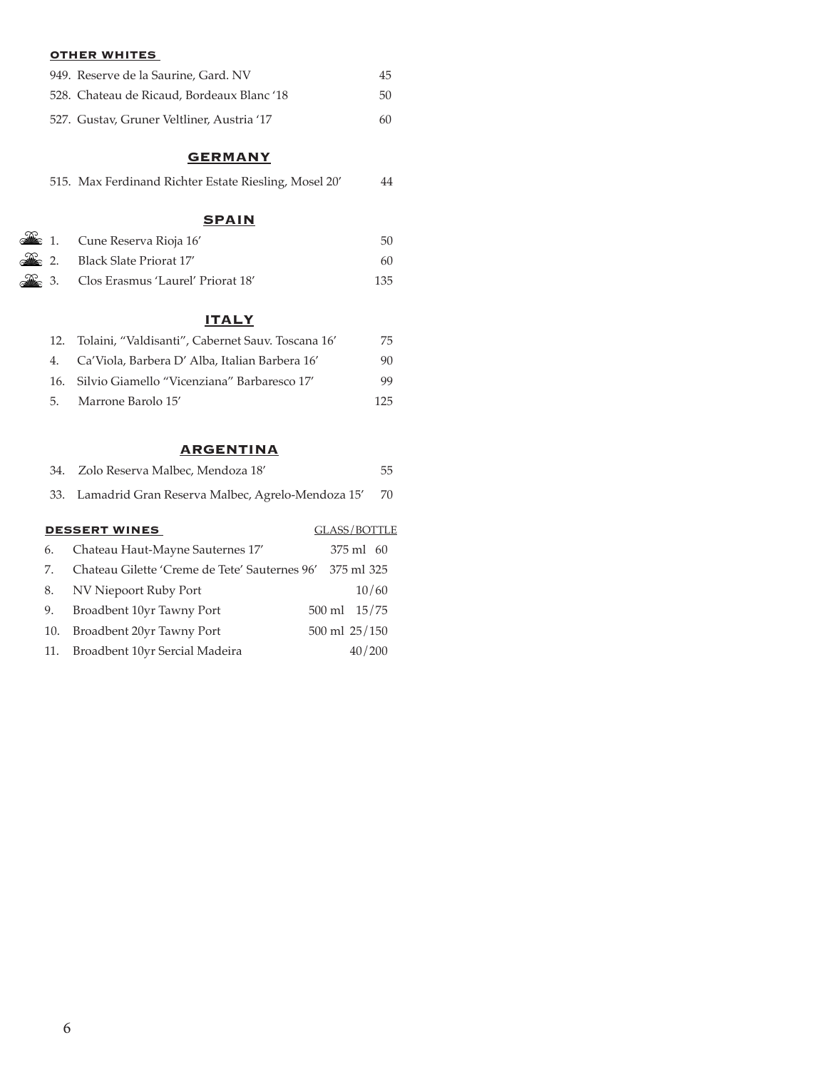## OTHER WHITES

| | | |
|---|---|---|
| 949. | Reserve de la Saurine, Gard. NV | 45 |
| 528. | Chateau de Ricaud, Bordeaux Blanc '18 | 50 |
| 527. | Gustav, Gruner Veltliner, Austria '17 | 60 |

## GERMANY

| | | |
|---|---|---|
| 515. | Max Ferdinand Richter Estate Riesling, Mosel 20' | 44 |

## SPAIN

| | | |
|---|---|---|
| 1. | Cune Reserva Rioja 16' | 50 |
| 2. | Black Slate Priorat 17' | 60 |
| 3. | Clos Erasmus 'Laurel' Priorat 18' | 135 |

## ITALY

| | | |
|---|---|---|
| 12. | Tolaini, "Valdisanti", Cabernet Sauv. Toscana 16' | 75 |
| 4. | Ca'Viola, Barbera D' Alba, Italian Barbera 16' | 90 |
| 16. | Silvio Giamello "Vicenziana" Barbaresco 17' | 99 |
| 5. | Marrone Barolo 15' | 125 |

## ARGENTINA

| | | |
|---|---|---|
| 34. | Zolo Reserva Malbec, Mendoza 18' | 55 |
| 33. | Lamadrid Gran Reserva Malbec, Agrelo-Mendoza 15' | 70 |

## DESSERT WINES

| | | GLASS/BOTTLE |
|---|---|---|
| 6. | Chateau Haut-Mayne Sauternes 17' | 375 ml 60 |
| 7. | Chateau Gilette 'Creme de Tete' Sauternes 96' | 375 ml 325 |
| 8. | NV Niepoort Ruby Port | 10/60 |
| 9. | Broadbent 10yr Tawny Port | 500 ml 15/75 |
| 10. | Broadbent 20yr Tawny Port | 500 ml 25/150 |
| 11. | Broadbent 10yr Sercial Madeira | 40/200 |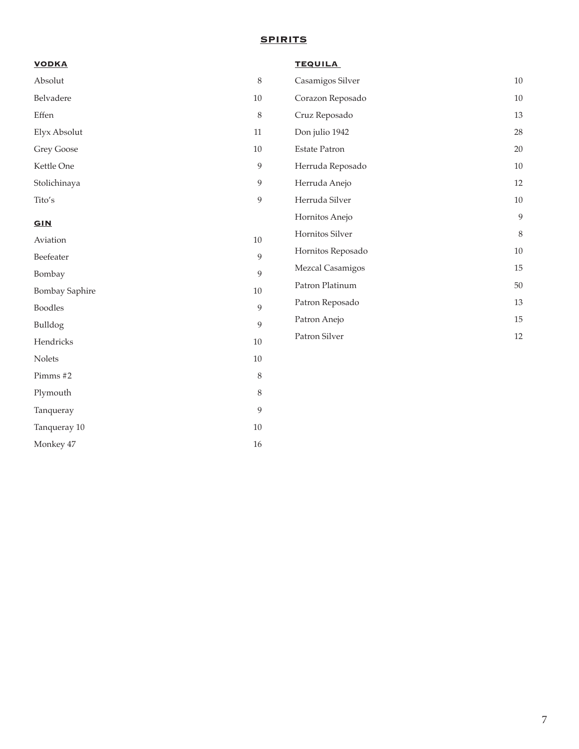# SPIRITS

## VODKA

| Item | Price |
|---|---|
| Absolut | 8 |
| Belvadere | 10 |
| Effen | 8 |
| Elyx Absolut | 11 |
| Grey Goose | 10 |
| Kettle One | 9 |
| Stolichinaya | 9 |
| Tito's | 9 |

## GIN

| Item | Price |
|---|---|
| Aviation | 10 |
| Beefeater | 9 |
| Bombay | 9 |
| Bombay Saphire | 10 |
| Boodles | 9 |
| Bulldog | 9 |
| Hendricks | 10 |
| Nolets | 10 |
| Pimms #2 | 8 |
| Plymouth | 8 |
| Tanqueray | 9 |
| Tanqueray 10 | 10 |
| Monkey 47 | 16 |

## TEQUILA

| Item | Price |
|---|---|
| Casamigos Silver | 10 |
| Corazon Reposado | 10 |
| Cruz Reposado | 13 |
| Don julio 1942 | 28 |
| Estate Patron | 20 |
| Herruda Reposado | 10 |
| Herruda Anejo | 12 |
| Herruda Silver | 10 |
| Hornitos Anejo | 9 |
| Hornitos Silver | 8 |
| Hornitos Reposado | 10 |
| Mezcal Casamigos | 15 |
| Patron Platinum | 50 |
| Patron Reposado | 13 |
| Patron Anejo | 15 |
| Patron Silver | 12 |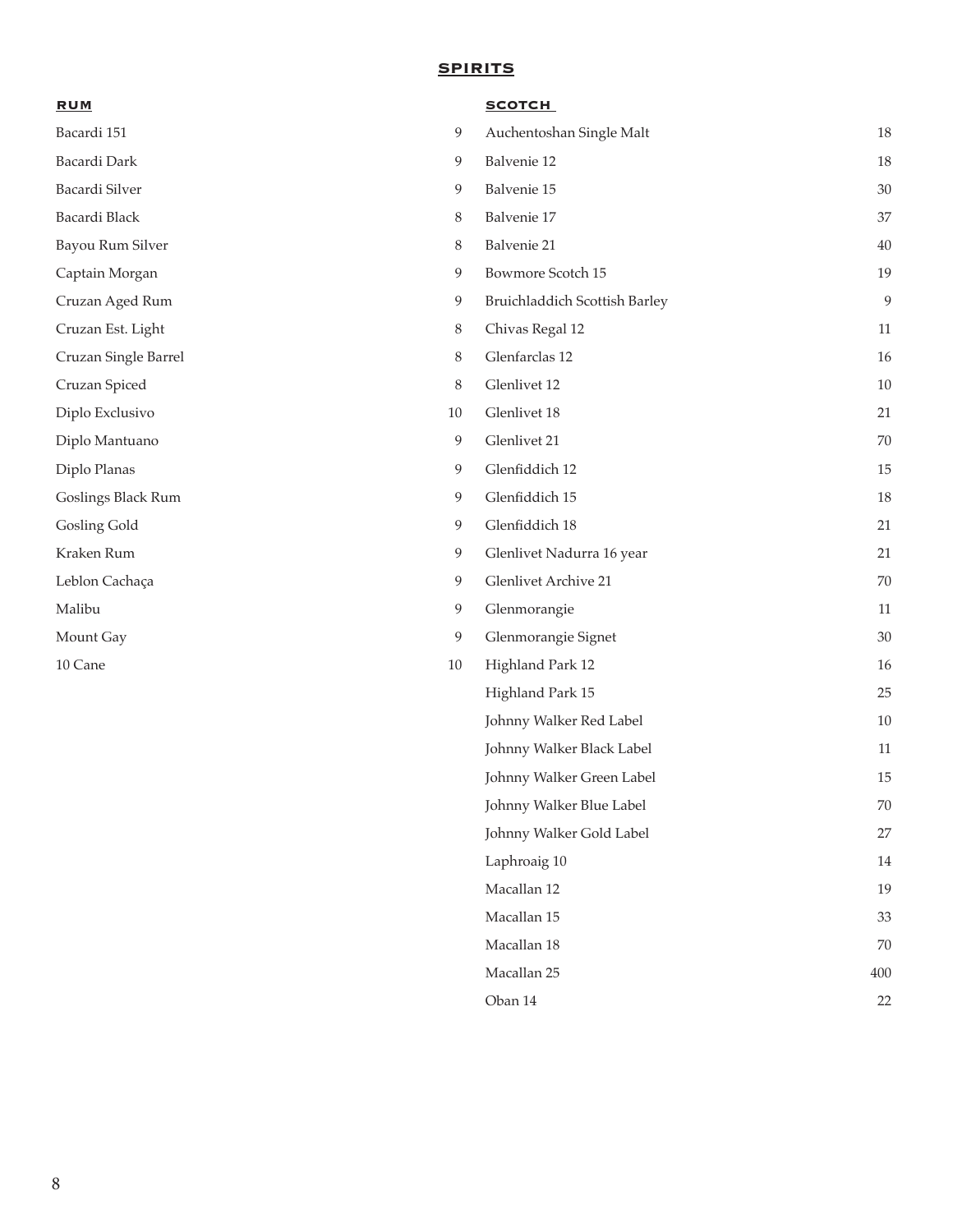# SPIRITS

## RUM

| Item | Price |
| --- | --- |
| Bacardi 151 | 9 |
| Bacardi Dark | 9 |
| Bacardi Silver | 9 |
| Bacardi Black | 8 |
| Bayou Rum Silver | 8 |
| Captain Morgan | 9 |
| Cruzan Aged Rum | 9 |
| Cruzan Est. Light | 8 |
| Cruzan Single Barrel | 8 |
| Cruzan Spiced | 8 |
| Diplo Exclusivo | 10 |
| Diplo Mantuano | 9 |
| Diplo Planas | 9 |
| Goslings Black Rum | 9 |
| Gosling Gold | 9 |
| Kraken Rum | 9 |
| Leblon Cachaça | 9 |
| Malibu | 9 |
| Mount Gay | 9 |
| 10 Cane | 10 |

## SCOTCH

| Item | Price |
| --- | --- |
| Auchentoshan Single Malt | 18 |
| Balvenie 12 | 18 |
| Balvenie 15 | 30 |
| Balvenie 17 | 37 |
| Balvenie 21 | 40 |
| Bowmore Scotch 15 | 19 |
| Bruichladdich Scottish Barley | 9 |
| Chivas Regal 12 | 11 |
| Glenfarclas 12 | 16 |
| Glenlivet 12 | 10 |
| Glenlivet 18 | 21 |
| Glenlivet 21 | 70 |
| Glenfiddich 12 | 15 |
| Glenfiddich 15 | 18 |
| Glenfiddich 18 | 21 |
| Glenlivet Nadurra 16 year | 21 |
| Glenlivet Archive 21 | 70 |
| Glenmorangie | 11 |
| Glenmorangie Signet | 30 |
| Highland Park 12 | 16 |
| Highland Park 15 | 25 |
| Johnny Walker Red Label | 10 |
| Johnny Walker Black Label | 11 |
| Johnny Walker Green Label | 15 |
| Johnny Walker Blue Label | 70 |
| Johnny Walker Gold Label | 27 |
| Laphroaig 10 | 14 |
| Macallan 12 | 19 |
| Macallan 15 | 33 |
| Macallan 18 | 70 |
| Macallan 25 | 400 |
| Oban 14 | 22 |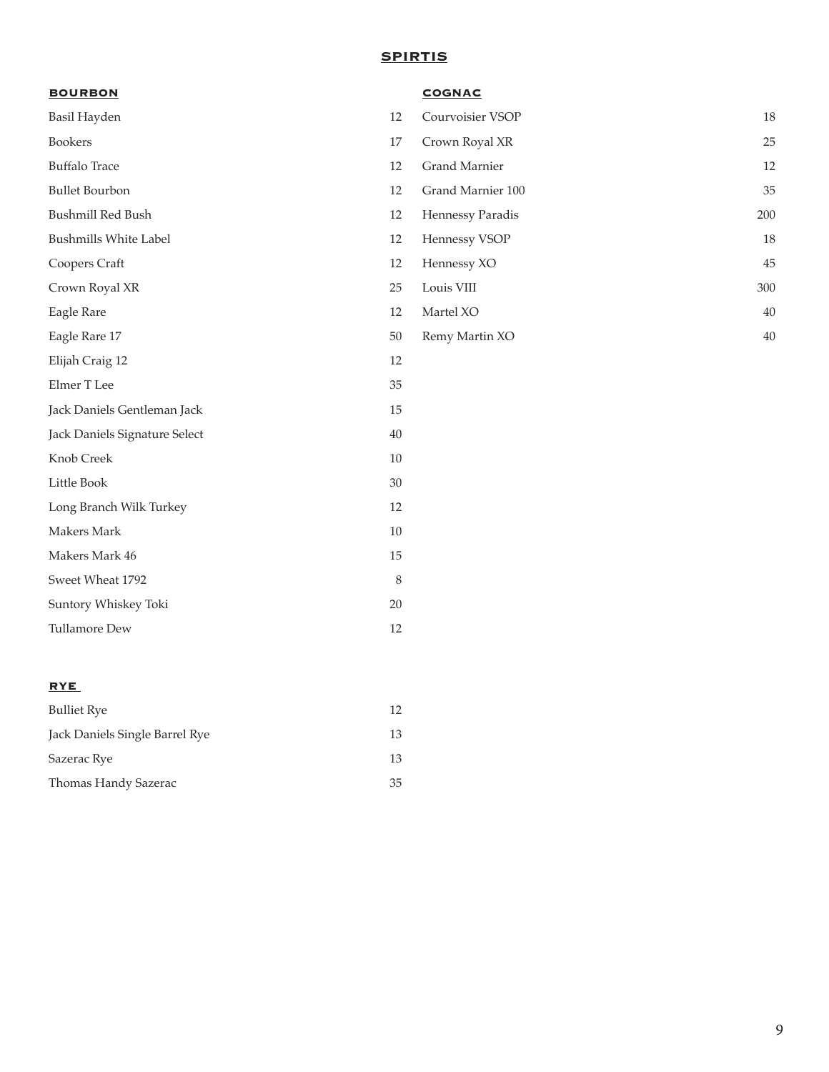# SPIRTIS

## BOURBON

| Item | Price |
| --- | --- |
| Basil Hayden | 12 |
| Bookers | 17 |
| Buffalo Trace | 12 |
| Bullet Bourbon | 12 |
| Bushmill Red Bush | 12 |
| Bushmills White Label | 12 |
| Coopers Craft | 12 |
| Crown Royal XR | 25 |
| Eagle Rare | 12 |
| Eagle Rare 17 | 50 |
| Elijah Craig 12 | 12 |
| Elmer T Lee | 35 |
| Jack Daniels Gentleman Jack | 15 |
| Jack Daniels Signature Select | 40 |
| Knob Creek | 10 |
| Little Book | 30 |
| Long Branch Wilk Turkey | 12 |
| Makers Mark | 10 |
| Makers Mark 46 | 15 |
| Sweet Wheat 1792 | 8 |
| Suntory Whiskey Toki | 20 |
| Tullamore Dew | 12 |

## RYE

| Item | Price |
| --- | --- |
| Bulliet Rye | 12 |
| Jack Daniels Single Barrel Rye | 13 |
| Sazerac Rye | 13 |
| Thomas Handy Sazerac | 35 |

## COGNAC

| Item | Price |
| --- | --- |
| Courvoisier VSOP | 18 |
| Crown Royal XR | 25 |
| Grand Marnier | 12 |
| Grand Marnier 100 | 35 |
| Hennessy Paradis | 200 |
| Hennessy VSOP | 18 |
| Hennessy XO | 45 |
| Louis VIII | 300 |
| Martel XO | 40 |
| Remy Martin XO | 40 |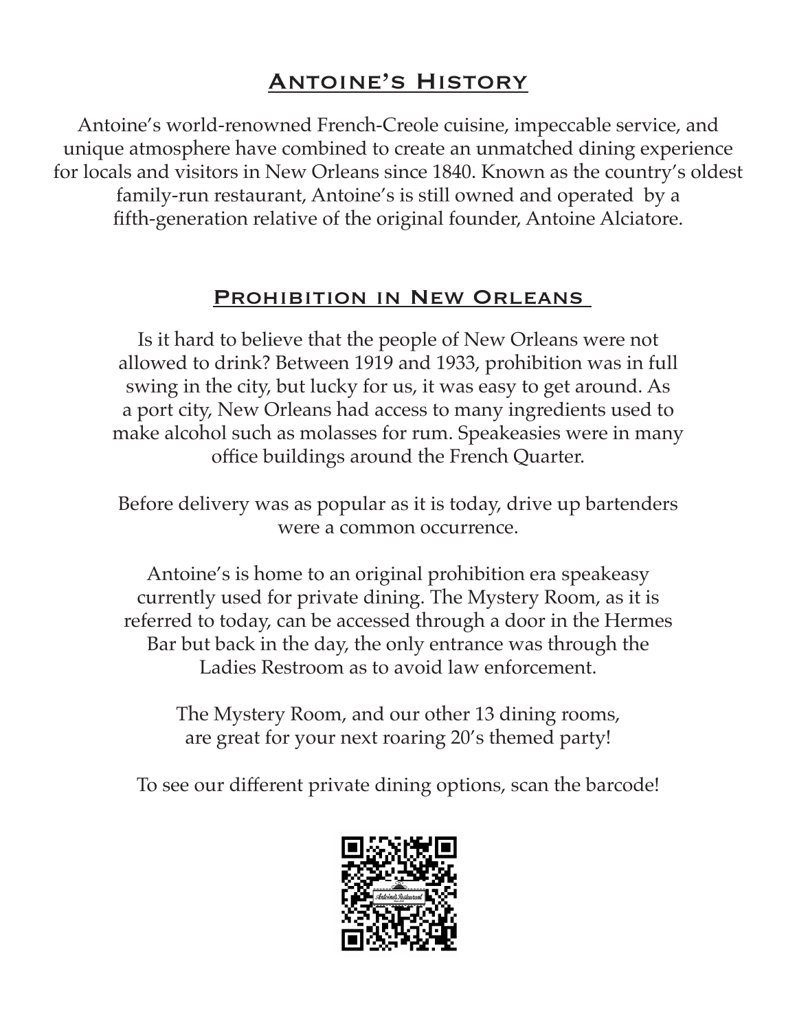## Antoine's History

Antoine's world-renowned French-Creole cuisine, impeccable service, and unique atmosphere have combined to create an unmatched dining experience for locals and visitors in New Orleans since 1840. Known as the country's oldest family-run restaurant, Antoine's is still owned and operated by a fifth-generation relative of the original founder, Antoine Alciatore.

## Prohibition in New Orleans

Is it hard to believe that the people of New Orleans were not allowed to drink? Between 1919 and 1933, prohibition was in full swing in the city, but lucky for us, it was easy to get around. As a port city, New Orleans had access to many ingredients used to make alcohol such as molasses for rum. Speakeasies were in many office buildings around the French Quarter.

Before delivery was as popular as it is today, drive up bartenders were a common occurrence.

Antoine's is home to an original prohibition era speakeasy currently used for private dining. The Mystery Room, as it is referred to today, can be accessed through a door in the Hermes Bar but back in the day, the only entrance was through the Ladies Restroom as to avoid law enforcement.

The Mystery Room, and our other 13 dining rooms, are great for your next roaring 20's themed party!

To see our different private dining options, scan the barcode!